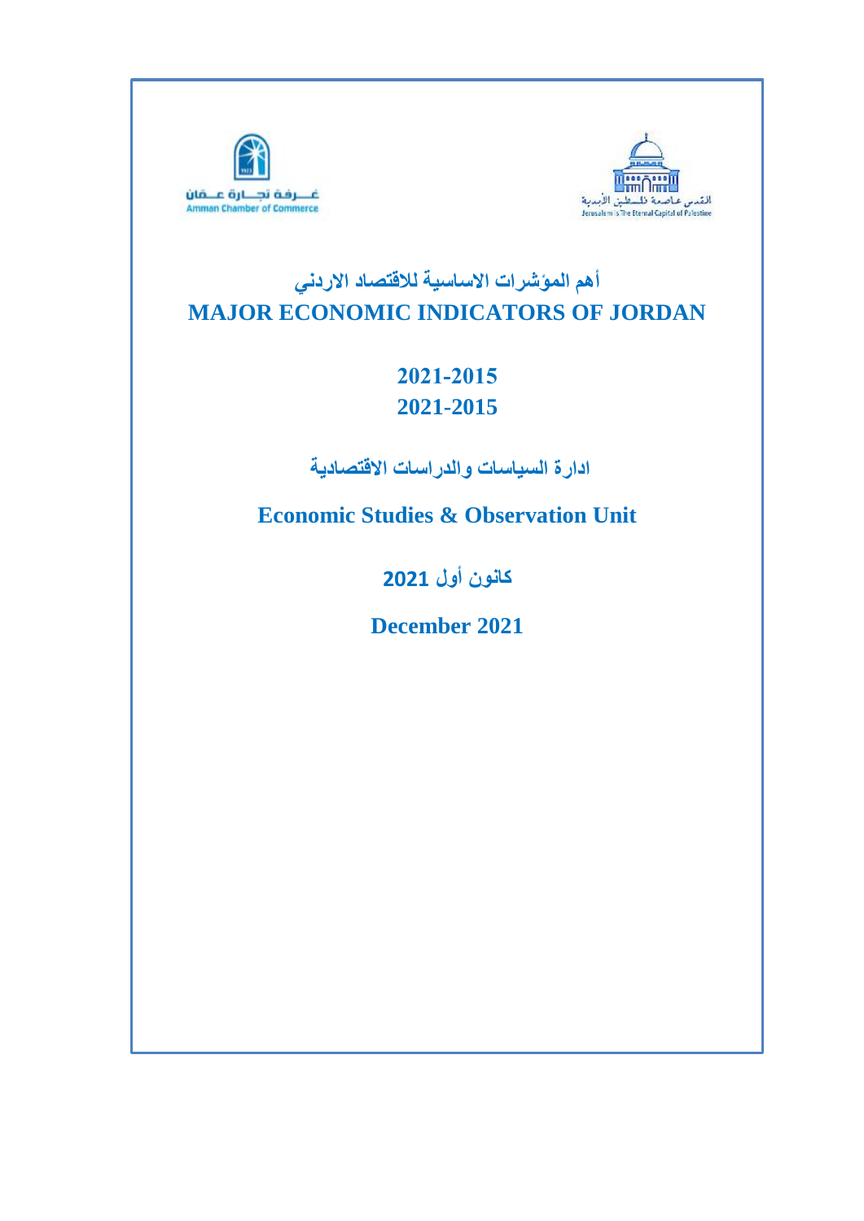غـــرفة تجـــارة عـــمّان
Amman Chamber of Commerce

القدس عاصمة فلسطين الأبدية
Jerusalem is The Eternal Capital of Palestine

# أهم المؤشرات الاساسية للاقتصاد الاردني
# MAJOR ECONOMIC INDICATORS OF JORDAN

## 2021-2015
## 2021-2015

### ادارة السياسات والدراسات الاقتصادية

### Economic Studies & Observation Unit

**كانون أول 2021**

**December 2021**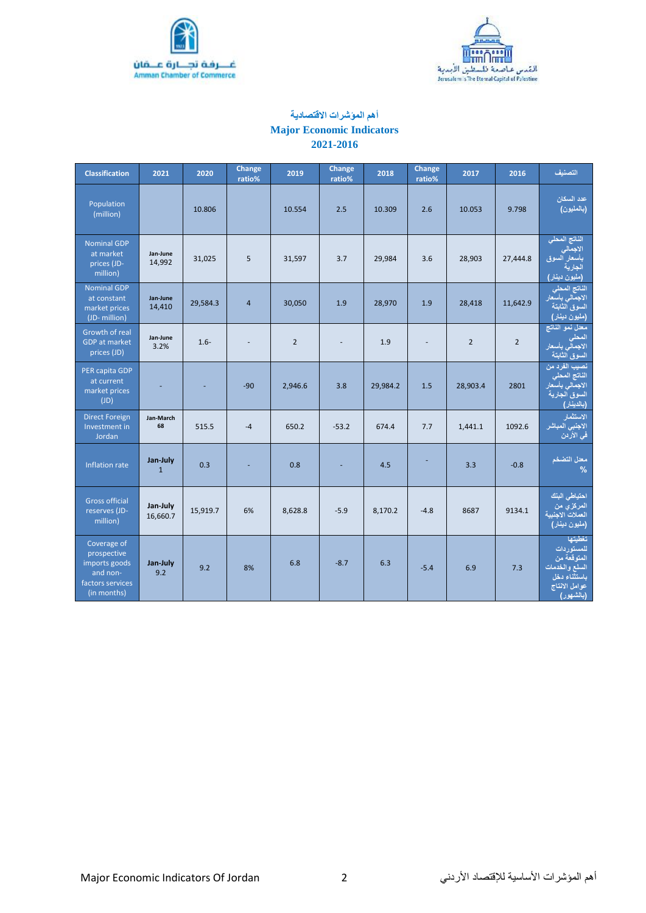أهم المؤشرات الاقتصادية

**Major Economic Indicators**

**2021-2016**

| Classification | 2021 | 2020 | Change ratio% | 2019 | Change ratio% | 2018 | Change ratio% | 2017 | 2016 | التصنيف |
|---|---|---|---|---|---|---|---|---|---|---|
| Population (million) | | 10.806 | | 10.554 | 2.5 | 10.309 | 2.6 | 10.053 | 9.798 | عدد السكان (بالمليون) |
| Nominal GDP at market prices (JD-million) | Jan-June 14,992 | 31,025 | 5 | 31,597 | 3.7 | 29,984 | 3.6 | 28,903 | 27,444.8 | الناتج المحلي الاجمالي بأسعار السوق الجارية (مليون دينار) |
| Nominal GDP at constant market prices (JD- million) | Jan-June 14,410 | 29,584.3 | 4 | 30,050 | 1.9 | 28,970 | 1.9 | 28,418 | 11,642.9 | الناتج المحلي الاجمالي بأسعار السوق الثابتة (مليون دينار) |
| Growth of real GDP at market prices (JD) | Jan-June 3.2% | 1.6- | - | 2 | - | 1.9 | - | 2 | 2 | معدل نمو الناتج المحلي الاجمالي بأسعار السوق الثابتة |
| PER capita GDP at current market prices (JD) | - | - | -90 | 2,946.6 | 3.8 | 29,984.2 | 1.5 | 28,903.4 | 2801 | نصيب الفرد من الناتج المحلي الاجمالي بأسعار السوق الجارية (بالدينار) |
| Direct Foreign Investment in Jordan | Jan-March 68 | 515.5 | -4 | 650.2 | -53.2 | 674.4 | 7.7 | 1,441.1 | 1092.6 | الاستثمار الاجنبي المباشر في الأردن |
| Inflation rate | Jan-July 1 | 0.3 | - | 0.8 | - | 4.5 | - | 3.3 | -0.8 | معدل التضخم % |
| Gross official reserves (JD-million) | Jan-July 16,660.7 | 15,919.7 | 6% | 8,628.8 | -5.9 | 8,170.2 | -4.8 | 8687 | 9134.1 | احتياطي البنك المركزي من العملات الاجنبية (مليون دينار) |
| Coverage of prospective imports goods and non-factors services (in months) | Jan-July 9.2 | 9.2 | 8% | 6.8 | -8.7 | 6.3 | -5.4 | 6.9 | 7.3 | تغطيتها للمستوردات المتوقعة من السلع والخدمات باستثناء دخل عوامل الانتاج (بالشهور) |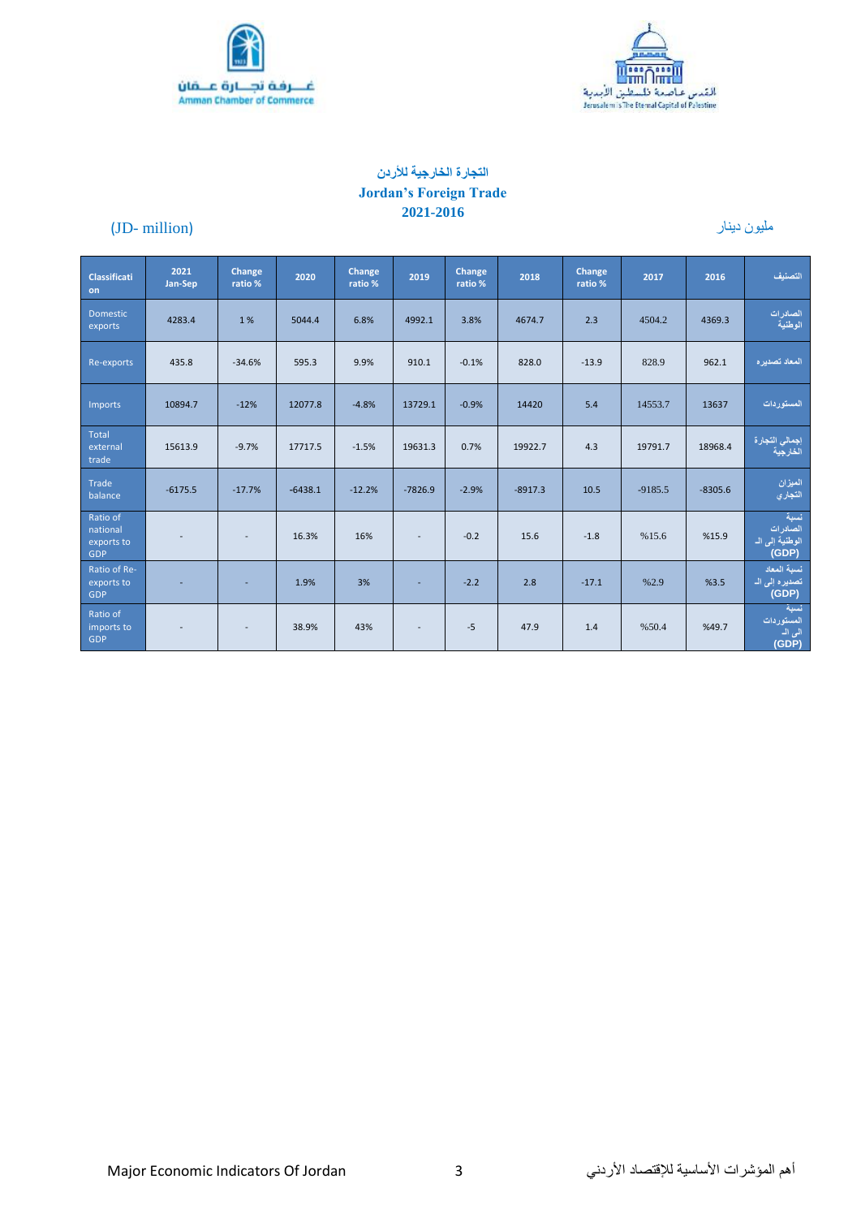## التجارة الخارجية للأردن

## Jordan's Foreign Trade

## 2021-2016

(JD- million)

مليون دينار

| Classification | 2021 Jan-Sep | Change ratio % | 2020 | Change ratio % | 2019 | Change ratio % | 2018 | Change ratio % | 2017 | 2016 | التصنيف |
|---|---|---|---|---|---|---|---|---|---|---|---|
| Domestic exports | 4283.4 | 1 % | 5044.4 | 6.8% | 4992.1 | 3.8% | 4674.7 | 2.3 | 4504.2 | 4369.3 | الصادرات الوطنية |
| Re-exports | 435.8 | -34.6% | 595.3 | 9.9% | 910.1 | -0.1% | 828.0 | -13.9 | 828.9 | 962.1 | المعاد تصديره |
| Imports | 10894.7 | -12% | 12077.8 | -4.8% | 13729.1 | -0.9% | 14420 | 5.4 | 14553.7 | 13637 | المستوردات |
| Total external trade | 15613.9 | -9.7% | 17717.5 | -1.5% | 19631.3 | 0.7% | 19922.7 | 4.3 | 19791.7 | 18968.4 | إجمالي التجارة الخارجية |
| Trade balance | -6175.5 | -17.7% | -6438.1 | -12.2% | -7826.9 | -2.9% | -8917.3 | 10.5 | -9185.5 | -8305.6 | الميزان التجاري |
| Ratio of national exports to GDP | - | - | 16.3% | 16% | - | -0.2 | 15.6 | -1.8 | %15.6 | %15.9 | نسبة الصادرات الوطنية إلى الـ (GDP) |
| Ratio of Re-exports to GDP | - | - | 1.9% | 3% | - | -2.2 | 2.8 | -17.1 | %2.9 | %3.5 | نسبة المعاد تصديره إلى الـ (GDP) |
| Ratio of imports to GDP | - | - | 38.9% | 43% | - | -5 | 47.9 | 1.4 | %50.4 | %49.7 | نسبة المستوردات إلى الـ (GDP) |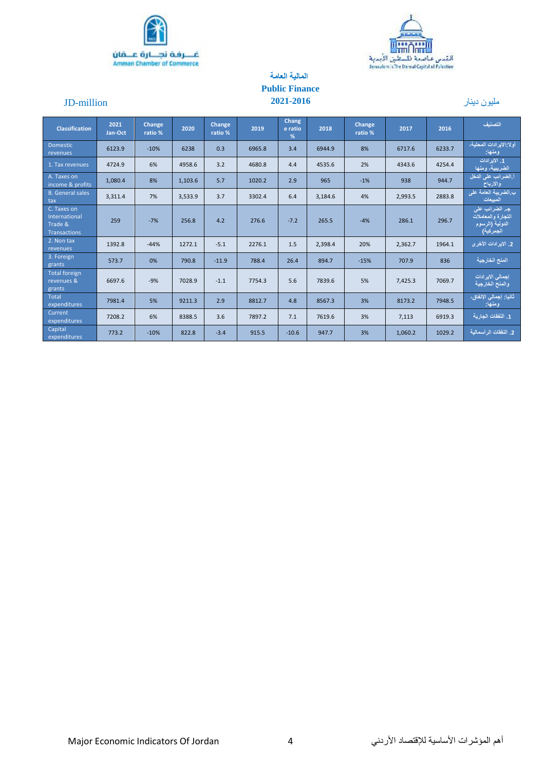## المالية العامة

## Public Finance

## 2021-2016

JD-million | مليون دينار

| Classification | 2021 Jan-Oct | Change ratio % | 2020 | Change ratio % | 2019 | Change ratio % | 2018 | Change ratio % | 2017 | 2016 | التصنيف |
|---|---|---|---|---|---|---|---|---|---|---|---|
| Domestic revenues | 6123.9 | -10% | 6238 | 0.3 | 6965.8 | 3.4 | 6944.9 | 8% | 6717.6 | 6233.7 | أولا:الايرادات المحلية، ومنها: |
| 1. Tax revenues | 4724.9 | 6% | 4958.6 | 3.2 | 4680.8 | 4.4 | 4535.6 | 2% | 4343.6 | 4254.4 | 1. الايرادات الضريبية، ومنها |
| A. Taxes on income & profits | 1,080.4 | 8% | 1,103.6 | 5.7 | 1020.2 | 2.9 | 965 | -1% | 938 | 944.7 | أ.الضرائب على الدخل والارباح |
| B. General sales tax | 3,311.4 | 7% | 3,533.9 | 3.7 | 3302.4 | 6.4 | 3,184.6 | 4% | 2,993.5 | 2883.8 | ب.الضريبة العامة على المبيعات |
| C. Taxes on International Trade & Transactions | 259 | -7% | 256.8 | 4.2 | 276.6 | -7.2 | 265.5 | -4% | 286.1 | 296.7 | جـ. الضرائب على التجارة والمعاملات الدولية (الرسوم الجمركية) |
| 2. Non tax revenues | 1392.8 | -44% | 1272.1 | -5.1 | 2276.1 | 1.5 | 2,398.4 | 20% | 2,362.7 | 1964.1 | 2. الايرادات الأخرى |
| 3. Foreign grants | 573.7 | 0% | 790.8 | -11.9 | 788.4 | 26.4 | 894.7 | -15% | 707.9 | 836 | المنح الخارجية |
| Total foreign revenues & grants | 6697.6 | -9% | 7028.9 | -1.1 | 7754.3 | 5.6 | 7839.6 | 5% | 7,425.3 | 7069.7 | اجمالي الايرادات والمنح الخارجية |
| Total expenditures | 7981.4 | 5% | 9211.3 | 2.9 | 8812.7 | 4.8 | 8567.3 | 3% | 8173.2 | 7948.5 | ثانيا: إجمالي الإنفاق، ومنها: |
| Current expenditures | 7208.2 | 6% | 8388.5 | 3.6 | 7897.2 | 7.1 | 7619.6 | 3% | 7,113 | 6919.3 | 1. النفقات الجارية |
| Capital expenditures | 773.2 | -10% | 822.8 | -3.4 | 915.5 | -10.6 | 947.7 | 3% | 1,060.2 | 1029.2 | 2. النفقات الرأسمالية |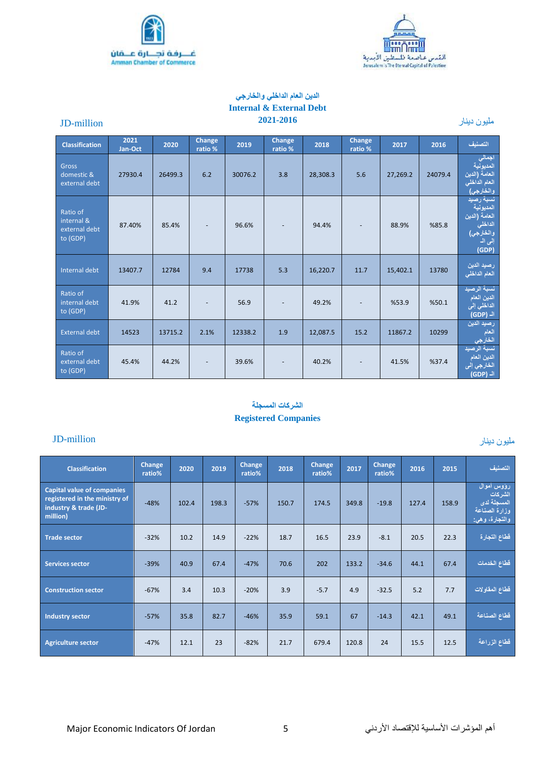غـــرفـة تجـــارة عــمّان
Amman Chamber of Commerce

القدس عاصمة فلسطين الأبدية
Jerusalem is The Eternal Capital of Palestine

## الدين العام الداخلي والخارجي
## Internal & External Debt
## 2021-2016

JD-million — مليون دينار

| Classification | 2021 Jan-Oct | 2020 | Change ratio % | 2019 | Change ratio % | 2018 | Change ratio % | 2017 | 2016 | التصنيف |
|---|---|---|---|---|---|---|---|---|---|---|
| Gross domestic & external debt | 27930.4 | 26499.3 | 6.2 | 30076.2 | 3.8 | 28,308.3 | 5.6 | 27,269.2 | 24079.4 | اجمالي المديونية العامة (الدين العام الداخلي والخارجي) |
| Ratio of internal & external debt to (GDP) | 87.40% | 85.4% | - | 96.6% | - | 94.4% | - | 88.9% | %85.8 | نسبة رصيد المديونية العامة (الدين الداخلي والخارجي) إلى الـ (GDP) |
| Internal debt | 13407.7 | 12784 | 9.4 | 17738 | 5.3 | 16,220.7 | 11.7 | 15,402.1 | 13780 | رصيد الدين العام الداخلي |
| Ratio of internal debt to (GDP) | 41.9% | 41.2 | - | 56.9 | - | 49.2% | - | %53.9 | %50.1 | نسبة الرصيد الدين العام الداخلي إلى الـ (GDP) |
| External debt | 14523 | 13715.2 | 2.1% | 12338.2 | 1.9 | 12,087.5 | 15.2 | 11867.2 | 10299 | رصيد الدين العام الخارجي |
| Ratio of external debt to (GDP) | 45.4% | 44.2% | - | 39.6% | - | 40.2% | - | 41.5% | %37.4 | نسبة الرصيد الدين العام الخارجي إلى الـ (GDP) |

## الشركات المسجلة
## Registered Companies

JD-million — مليون دينار

| Classification | Change ratio% | 2020 | 2019 | Change ratio% | 2018 | Change ratio% | 2017 | Change ratio% | 2016 | 2015 | التصنيف |
|---|---|---|---|---|---|---|---|---|---|---|---|
| **Capital value of companies registered in the ministry of industry & trade (JD-million)** | -48% | 102.4 | 198.3 | -57% | 150.7 | 174.5 | 349.8 | -19.8 | 127.4 | 158.9 | رؤوس اموال الشركات المسجلة لدى وزارة الصناعة والتجارة، وهي: |
| **Trade sector** | -32% | 10.2 | 14.9 | -22% | 18.7 | 16.5 | 23.9 | -8.1 | 20.5 | 22.3 | قطاع التجارة |
| **Services sector** | -39% | 40.9 | 67.4 | -47% | 70.6 | 202 | 133.2 | -34.6 | 44.1 | 67.4 | قطاع الخدمات |
| **Construction sector** | -67% | 3.4 | 10.3 | -20% | 3.9 | -5.7 | 4.9 | -32.5 | 5.2 | 7.7 | قطاع المقاولات |
| **Industry sector** | -57% | 35.8 | 82.7 | -46% | 35.9 | 59.1 | 67 | -14.3 | 42.1 | 49.1 | قطاع الصناعة |
| **Agriculture sector** | -47% | 12.1 | 23 | -82% | 21.7 | 679.4 | 120.8 | 24 | 15.5 | 12.5 | قطاع الزراعة |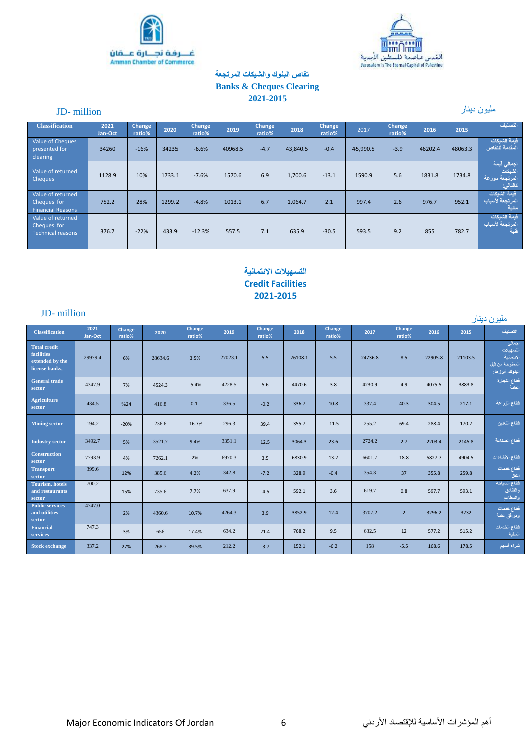غــرفة تجــارة عــمّان
Amman Chamber of Commerce

القدس عاصمة فلسطين الأبدية
Jerusalem is The Eternal Capital of Palestine

## تقاص البنوك والشيكات المرتجعة
## Banks & Cheques Clearing
## 2021-2015

JD- million — مليون دينار

| Classification | 2021 Jan-Oct | Change ratio% | 2020 | Change ratio% | 2019 | Change ratio% | 2018 | Change ratio% | 2017 | Change ratio% | 2016 | 2015 | التصنيف |
|---|---|---|---|---|---|---|---|---|---|---|---|---|---|
| Value of Cheques presented for clearing | 34260 | -16% | 34235 | -6.6% | 40968.5 | -4.7 | 43,840.5 | -0.4 | 45,990.5 | -3.9 | 46202.4 | 48063.3 | قيمة الشيكات المقدمة للتقاص |
| Value of returned Cheques | 1128.9 | 10% | 1733.1 | -7.6% | 1570.6 | 6.9 | 1,700.6 | -13.1 | 1590.9 | 5.6 | 1831.8 | 1734.8 | اجمالي قيمة الشيكات المرتجعة موزعة كالتالي: |
| Value of returned Cheques for Financial Reasons | 752.2 | 28% | 1299.2 | -4.8% | 1013.1 | 6.7 | 1,064.7 | 2.1 | 997.4 | 2.6 | 976.7 | 952.1 | قيمة الشيكات المرتجعة لأسباب مالية |
| Value of returned Cheques for Technical reasons | 376.7 | -22% | 433.9 | -12.3% | 557.5 | 7.1 | 635.9 | -30.5 | 593.5 | 9.2 | 855 | 782.7 | قيمة الشيكات المرتجعة لأسباب فنية |

## التسهيلات الائتمانية
## Credit Facilities
## 2021-2015

JD- million — مليون دينار

| Classification | 2021 Jan-Oct | Change ratio% | 2020 | Change ratio% | 2019 | Change ratio% | 2018 | Change ratio% | 2017 | Change ratio% | 2016 | 2015 | التصنيف |
|---|---|---|---|---|---|---|---|---|---|---|---|---|---|
| Total credit facilities extended by the license banks, | 29979.4 | 6% | 28634.6 | 3.5% | 27023.1 | 5.5 | 26108.1 | 5.5 | 24736.8 | 8.5 | 22905.8 | 21103.5 | اجمالي التسهيلات الائتمانية الممنوحة من قبل البنوك، أبرزها: |
| General trade sector | 4347.9 | 7% | 4524.3 | -5.4% | 4228.5 | 5.6 | 4470.6 | 3.8 | 4230.9 | 4.9 | 4075.5 | 3883.8 | قطاع التجارة العامة |
| Agriculture sector | 434.5 | %24 | 416.8 | 0.1- | 336.5 | -0.2 | 336.7 | 10.8 | 337.4 | 40.3 | 304.5 | 217.1 | قطاع الزراعة |
| Mining sector | 194.2 | -20% | 236.6 | -16.7% | 296.3 | 39.4 | 355.7 | -11.5 | 255.2 | 69.4 | 288.4 | 170.2 | قطاع التعدين |
| Industry sector | 3492.7 | 5% | 3521.7 | 9.4% | 3351.1 | 12.5 | 3064.3 | 23.6 | 2724.2 | 2.7 | 2203.4 | 2145.8 | قطاع الصناعة |
| Construction sector | 7793.9 | 4% | 7262.1 | 2% | 6970.3 | 3.5 | 6830.9 | 13.2 | 6601.7 | 18.8 | 5827.7 | 4904.5 | قطاع الانشاءات |
| Transport sector | 399.6 | 12% | 385.6 | 4.2% | 342.8 | -7.2 | 328.9 | -0.4 | 354.3 | 37 | 355.8 | 259.8 | قطاع خدمات النقل |
| Tourism, hotels and restaurants sector | 700.2 | 15% | 735.6 | 7.7% | 637.9 | -4.5 | 592.1 | 3.6 | 619.7 | 0.8 | 597.7 | 593.1 | قطاع السياحة والفنادق والمطاعم |
| Public services and utilities sector | 4747.0 | 2% | 4360.6 | 10.7% | 4264.3 | 3.9 | 3852.9 | 12.4 | 3707.2 | 2 | 3296.2 | 3232 | قطاع خدمات ومرافق عامة |
| Financial services | 747.3 | 3% | 656 | 17.4% | 634.2 | 21.4 | 768.2 | 9.5 | 632.5 | 12 | 577.2 | 515.2 | قطاع الخدمات المالية |
| Stock exchange | 337.2 | 27% | 268.7 | 39.5% | 212.2 | -3.7 | 152.1 | -6.2 | 158 | -5.5 | 168.6 | 178.5 | شراء أسهم |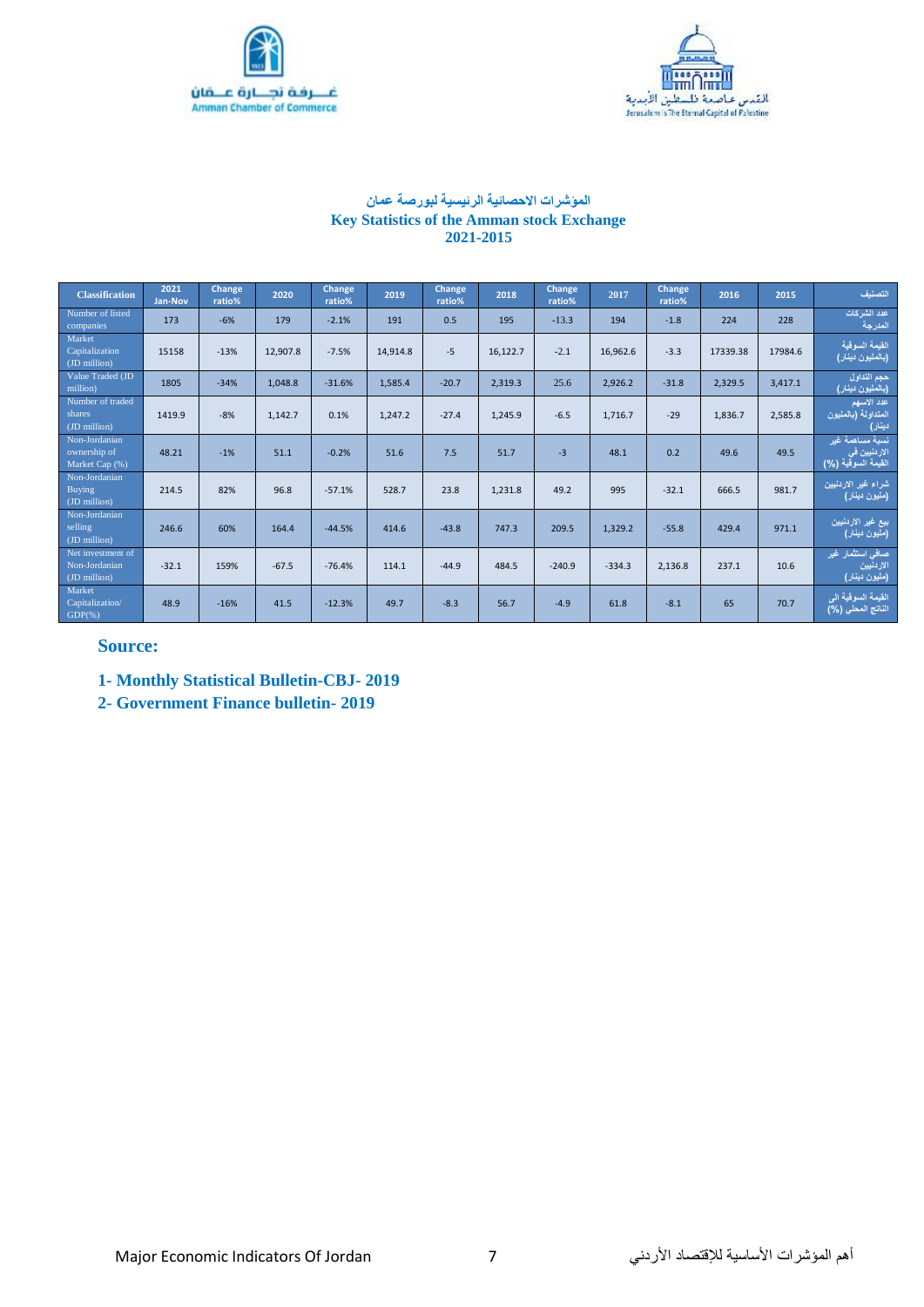### المؤشرات الاحصائية الرئيسية لبورصة عمان
### Key Statistics of the Amman stock Exchange
### 2021-2015

| Classification | 2021 Jan-Nov | Change ratio% | 2020 | Change ratio% | 2019 | Change ratio% | 2018 | Change ratio% | 2017 | Change ratio% | 2016 | 2015 | التصنيف |
|---|---|---|---|---|---|---|---|---|---|---|---|---|---|
| Number of listed companies | 173 | -6% | 179 | -2.1% | 191 | 0.5 | 195 | -13.3 | 194 | -1.8 | 224 | 228 | عدد الشركات المدرجة |
| Market Capitalization (JD million) | 15158 | -13% | 12,907.8 | -7.5% | 14,914.8 | -5 | 16,122.7 | -2.1 | 16,962.6 | -3.3 | 17339.38 | 17984.6 | القيمة السوقية (بالمليون دينار) |
| Value Traded (JD million) | 1805 | -34% | 1,048.8 | -31.6% | 1,585.4 | -20.7 | 2,319.3 | 25.6 | 2,926.2 | -31.8 | 2,329.5 | 3,417.1 | حجم التداول (بالمليون دينار) |
| Number of traded shares (JD million) | 1419.9 | -8% | 1,142.7 | 0.1% | 1,247.2 | -27.4 | 1,245.9 | -6.5 | 1,716.7 | -29 | 1,836.7 | 2,585.8 | عدد الاسهم المتداولة (بالمليون دينار) |
| Non-Jordanian ownership of Market Cap (%) | 48.21 | -1% | 51.1 | -0.2% | 51.6 | 7.5 | 51.7 | -3 | 48.1 | 0.2 | 49.6 | 49.5 | نسبة مساهمة غير الاردنيين في القيمة السوقية (%) |
| Non-Jordanian Buying (JD million) | 214.5 | 82% | 96.8 | -57.1% | 528.7 | 23.8 | 1,231.8 | 49.2 | 995 | -32.1 | 666.5 | 981.7 | شراء غير الاردنيين (مليون دينار) |
| Non-Jordanian selling (JD million) | 246.6 | 60% | 164.4 | -44.5% | 414.6 | -43.8 | 747.3 | 209.5 | 1,329.2 | -55.8 | 429.4 | 971.1 | بيع غير الاردنيين (مليون دينار) |
| Net investment of Non-Jordanian (JD million) | -32.1 | 159% | -67.5 | -76.4% | 114.1 | -44.9 | 484.5 | -240.9 | -334.3 | 2,136.8 | 237.1 | 10.6 | صافي استثمار غير الاردنيين (مليون دينار) |
| Market Capitalization/ GDP(%) | 48.9 | -16% | 41.5 | -12.3% | 49.7 | -8.3 | 56.7 | -4.9 | 61.8 | -8.1 | 65 | 70.7 | القيمة السوقية الى الناتج المحلي (%) |

**Source:**

**1- Monthly Statistical Bulletin-CBJ- 2019**

**2- Government Finance bulletin- 2019**